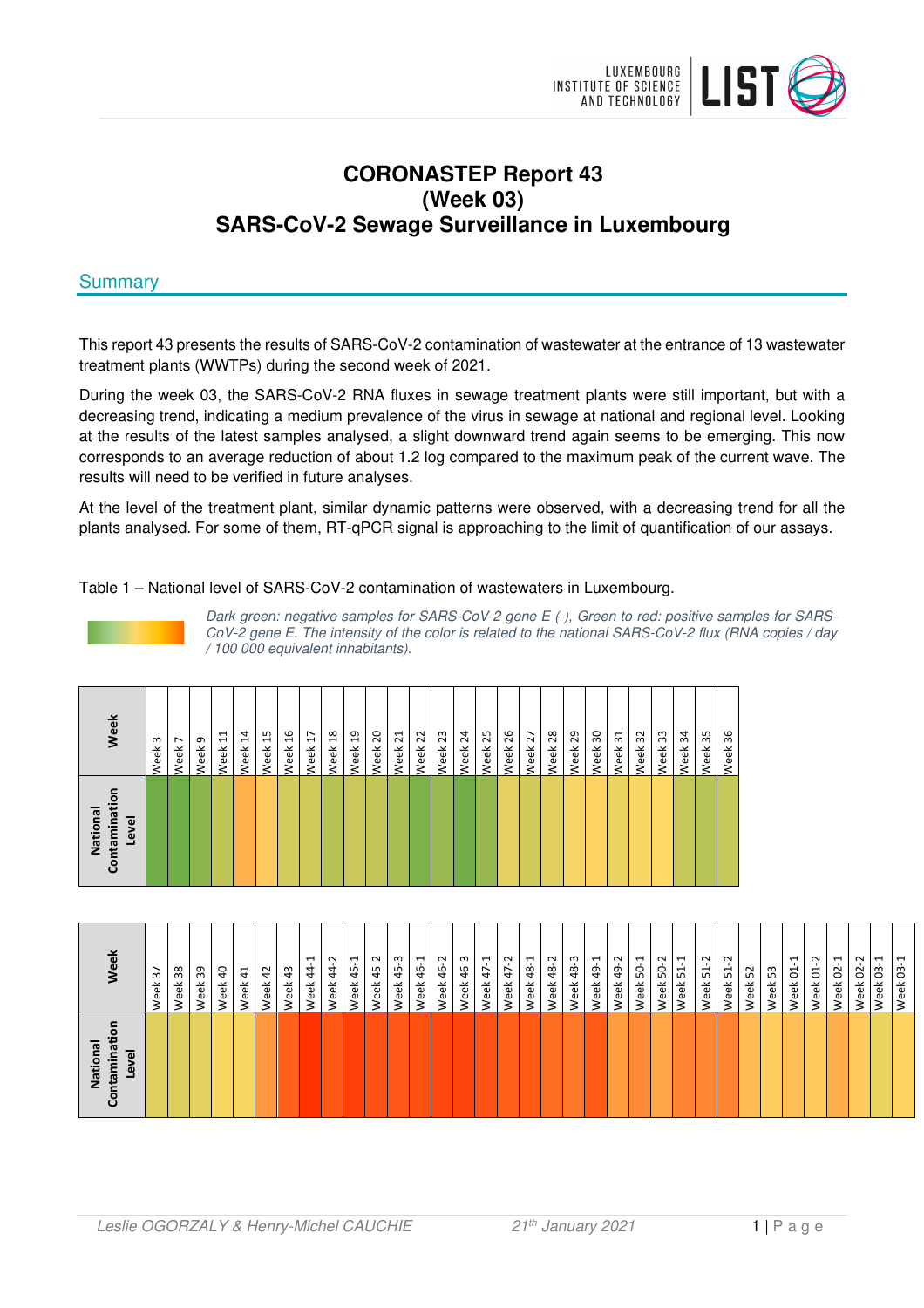# CORONASTEP Report 43
# (Week 03)
# SARS-CoV-2 Sewage Surveillance in Luxembourg

## Summary

This report 43 presents the results of SARS-CoV-2 contamination of wastewater at the entrance of 13 wastewater treatment plants (WWTPs) during the second week of 2021.

During the week 03, the SARS-CoV-2 RNA fluxes in sewage treatment plants were still important, but with a decreasing trend, indicating a medium prevalence of the virus in sewage at national and regional level. Looking at the results of the latest samples analysed, a slight downward trend again seems to be emerging. This now corresponds to an average reduction of about 1.2 log compared to the maximum peak of the current wave. The results will need to be verified in future analyses.

At the level of the treatment plant, similar dynamic patterns were observed, with a decreasing trend for all the plants analysed. For some of them, RT-qPCR signal is approaching to the limit of quantification of our assays.

Table 1 – National level of SARS-CoV-2 contamination of wastewaters in Luxembourg.

*Dark green: negative samples for SARS-CoV-2 gene E (-), Green to red: positive samples for SARS-CoV-2 gene E. The intensity of the color is related to the national SARS-CoV-2 flux (RNA copies / day / 100 000 equivalent inhabitants).*

| Week | Week 3 | Week 7 | Week 9 | Week 11 | Week 14 | Week 15 | Week 16 | Week 17 | Week 18 | Week 19 | Week 20 | Week 21 | Week 22 | Week 23 | Week 24 | Week 25 | Week 26 | Week 27 | Week 28 | Week 29 | Week 30 | Week 31 | Week 32 | Week 33 | Week 34 | Week 35 | Week 36 |
|---|---|---|---|---|---|---|---|---|---|---|---|---|---|---|---|---|---|---|---|---|---|---|---|---|---|---|---|
| National Contamination Level | | | | | | | | | | | | | | | | | | | | | | | | | | | |

| Week | Week 37 | Week 38 | Week 39 | Week 40 | Week 41 | Week 42 | Week 43 | Week 44-1 | Week 44-2 | Week 45-1 | Week 45-2 | Week 45-3 | Week 46-1 | Week 46-2 | Week 46-3 | Week 47-1 | Week 47-2 | Week 48-1 | Week 48-2 | Week 48-3 | Week 49-1 | Week 49-2 | Week 50-1 | Week 50-2 | Week 51-1 | Week 51-2 | Week 52 | Week 53 | Week 01-1 | Week 01-2 | Week 02-1 | Week 02-2 | Week 03-1 | Week 03-1 |
|---|---|---|---|---|---|---|---|---|---|---|---|---|---|---|---|---|---|---|---|---|---|---|---|---|---|---|---|---|---|---|---|---|---|---|
| National Contamination Level | | | | | | | | | | | | | | | | | | | | | | | | | | | | | | | | | | |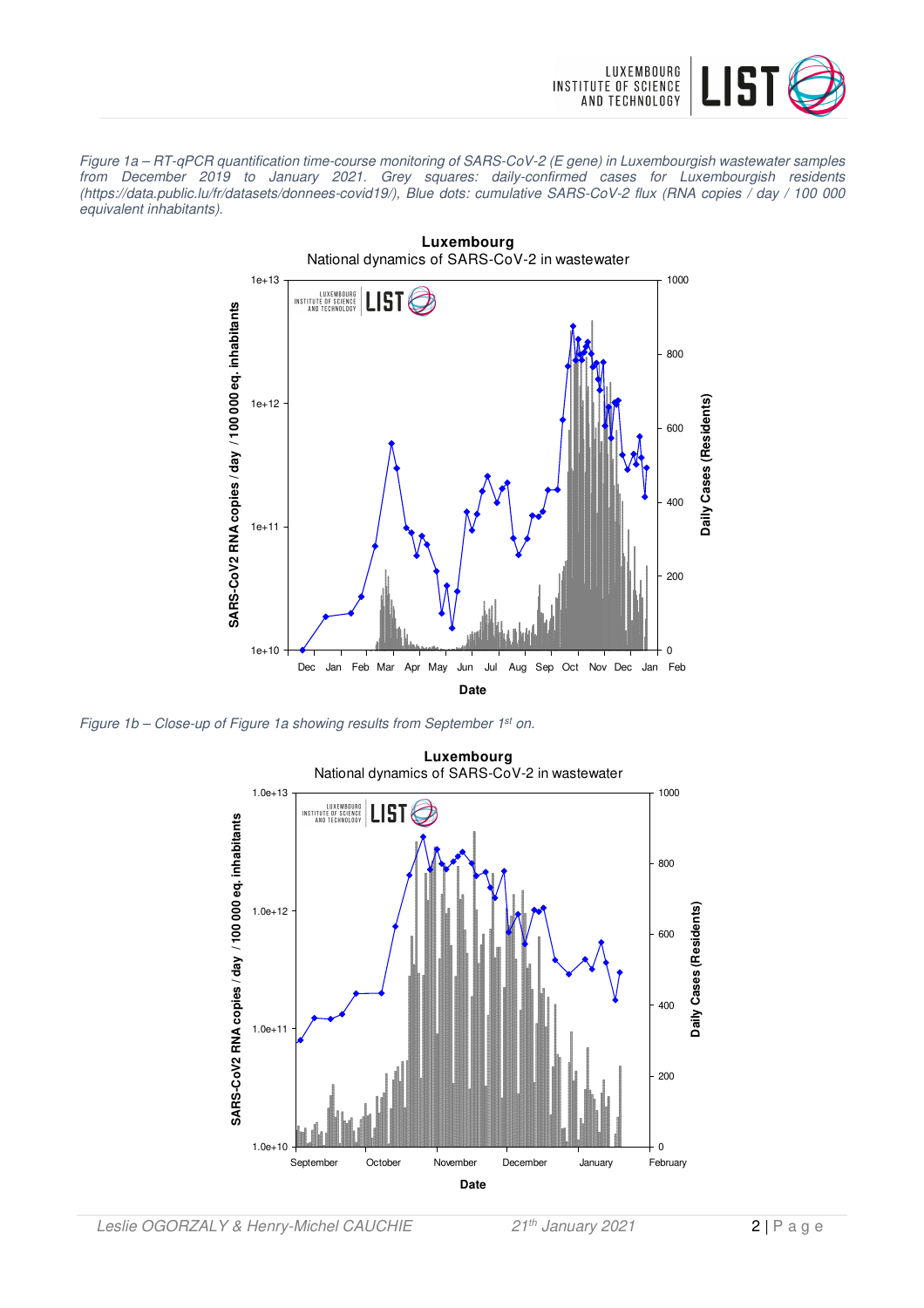*Figure 1a – RT-qPCR quantification time-course monitoring of SARS-CoV-2 (E gene) in Luxembourgish wastewater samples from December 2019 to January 2021. Grey squares: daily-confirmed cases for Luxembourgish residents (https://data.public.lu/fr/datasets/donnees-covid19/), Blue dots: cumulative SARS-CoV-2 flux (RNA copies / day / 100 000 equivalent inhabitants).*

*Figure 1b – Close-up of Figure 1a showing results from September 1st on.*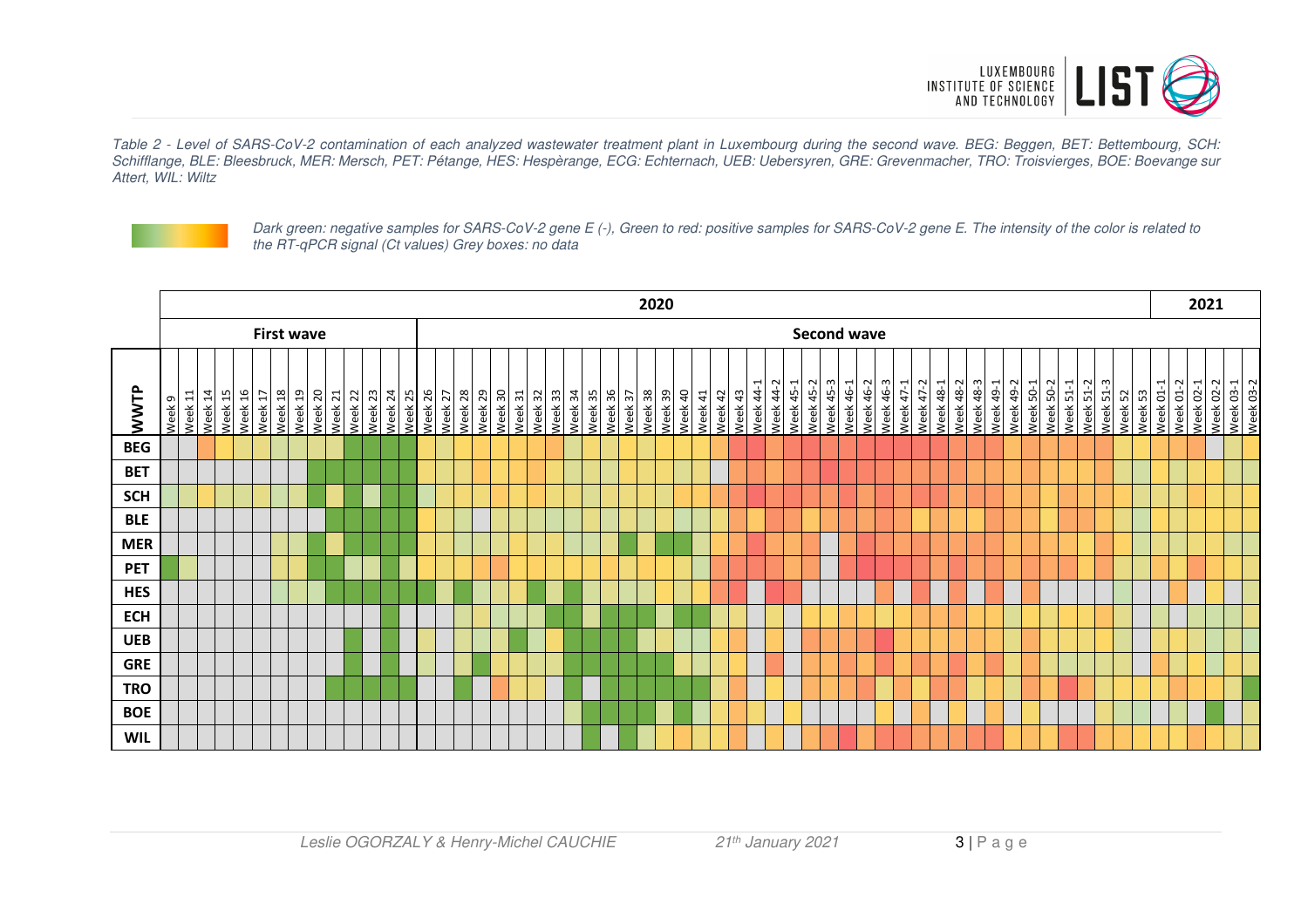*Table 2 - Level of SARS-CoV-2 contamination of each analyzed wastewater treatment plant in Luxembourg during the second wave. BEG: Beggen, BET: Bettembourg, SCH: Schifflange, BLE: Bleesbruck, MER: Mersch, PET: Pétange, HES: Hespèrange, ECG: Echternach, UEB: Uebersyren, GRE: Grevenmacher, TRO: Troisvierges, BOE: Boevange sur Attert, WIL: Wiltz*

*Dark green: negative samples for SARS-CoV-2 gene E (-), Green to red: positive samples for SARS-CoV-2 gene E. The intensity of the color is related to the RT-qPCR signal (Ct values) Grey boxes: no data*

| | 2020 | 2021 |
|---|---|---|
| | First wave (Week 9 – Week 25) / Second wave (Week 26 – Week 03-2) | |
| WWTP | Week 9, Week 11, Week 14, Week 15, Week 16, Week 17, Week 18, Week 19, Week 20, Week 21, Week 22, Week 23, Week 24, Week 25, Week 26, Week 27, Week 28, Week 29, Week 30, Week 31, Week 32, Week 33, Week 34, Week 35, Week 36, Week 37, Week 38, Week 39, Week 40, Week 41, Week 42, Week 43, Week 44-1, Week 44-2, Week 45-1, Week 45-2, Week 45-3, Week 46-1, Week 46-2, Week 46-3, Week 47-1, Week 47-2, Week 48-1, Week 48-2, Week 48-3, Week 49-1, Week 49-2, Week 50-1, Week 50-2, Week 51-1, Week 51-2, Week 51-3, Week 52, Week 53 | Week 01-1, Week 01-2, Week 02-1, Week 02-2, Week 03-1, Week 03-2 |
| BEG | | |
| BET | | |
| SCH | | |
| BLE | | |
| MER | | |
| PET | | |
| HES | | |
| ECH | | |
| UEB | | |
| GRE | | |
| TRO | | |
| BOE | | |
| WIL | | |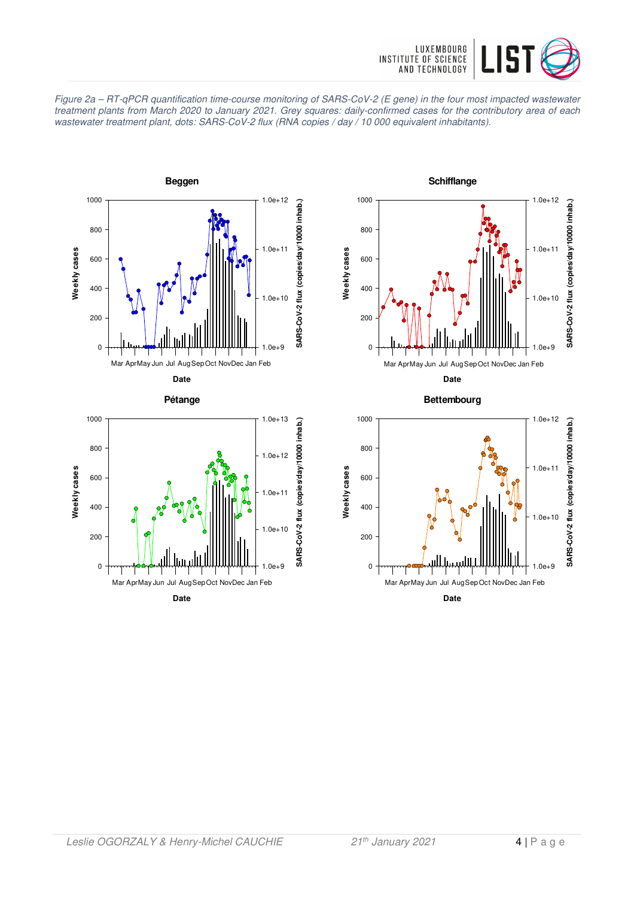*Figure 2a – RT-qPCR quantification time-course monitoring of SARS-CoV-2 (E gene) in the four most impacted wastewater treatment plants from March 2020 to January 2021. Grey squares: daily-confirmed cases for the contributory area of each wastewater treatment plant, dots: SARS-CoV-2 flux (RNA copies / day / 10 000 equivalent inhabitants).*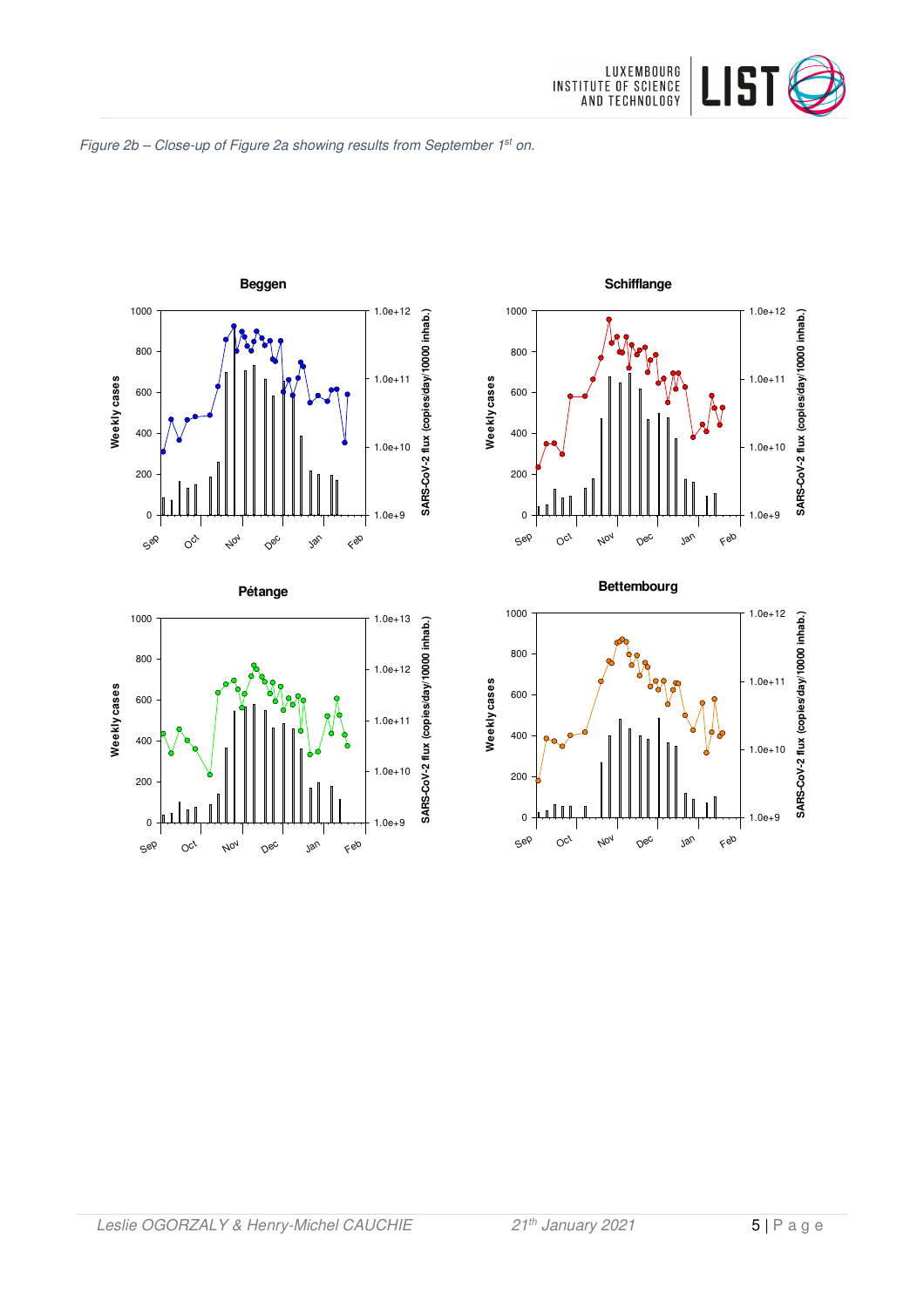*Figure 2b – Close-up of Figure 2a showing results from September 1st on.*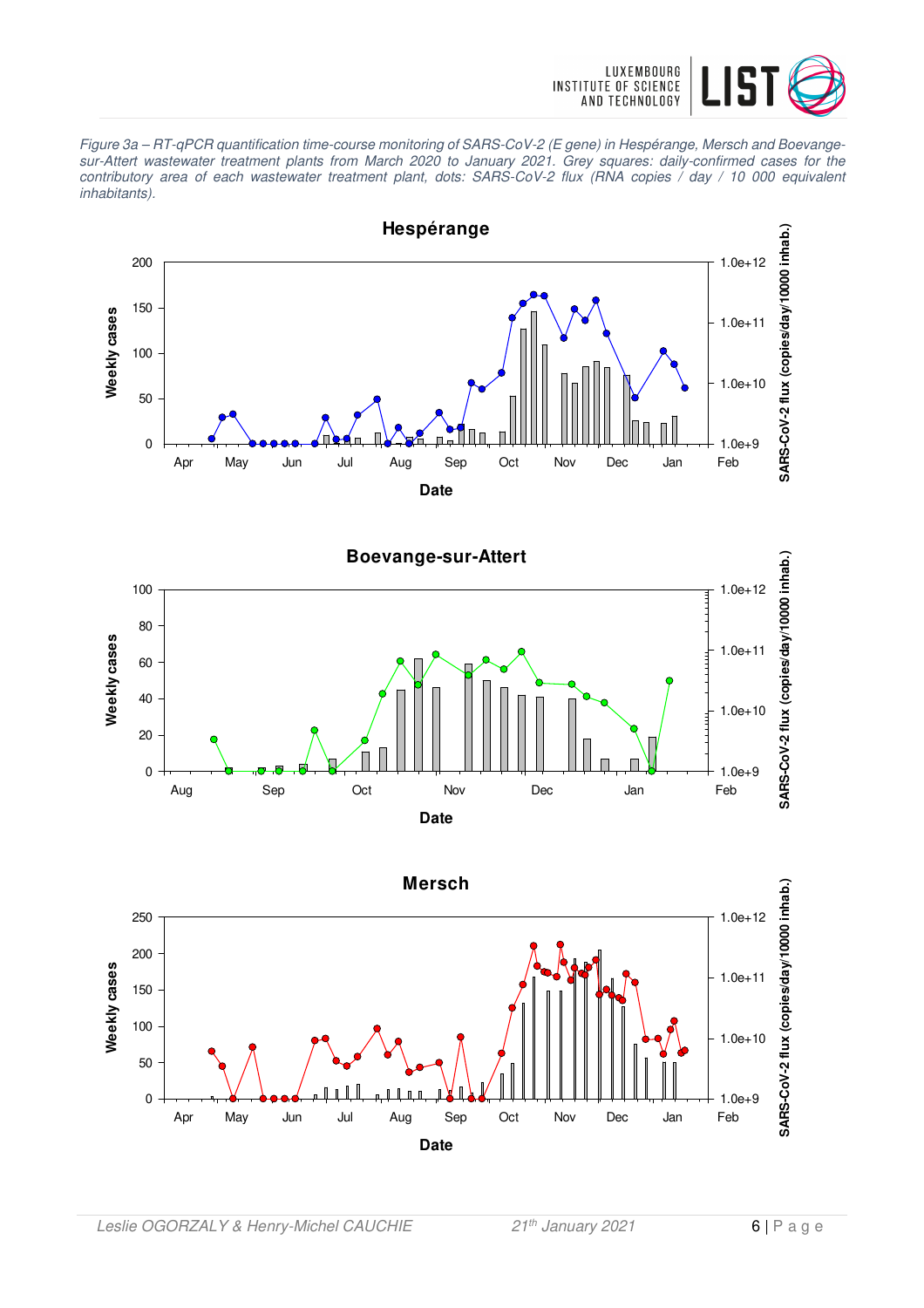*Figure 3a – RT-qPCR quantification time-course monitoring of SARS-CoV-2 (E gene) in Hespérange, Mersch and Boevange-sur-Attert wastewater treatment plants from March 2020 to January 2021. Grey squares: daily-confirmed cases for the contributory area of each wastewater treatment plant, dots: SARS-CoV-2 flux (RNA copies / day / 10 000 equivalent inhabitants).*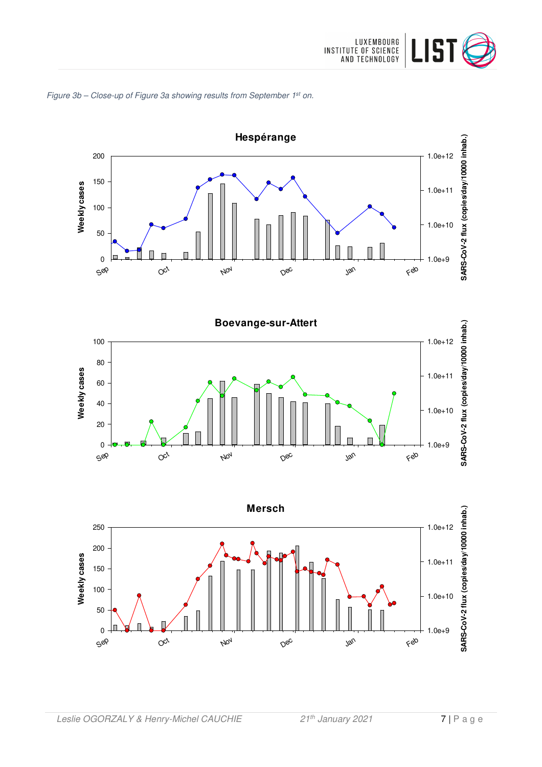*Figure 3b – Close-up of Figure 3a showing results from September 1st on.*

**Hespérange**

**Boevange-sur-Attert**

**Mersch**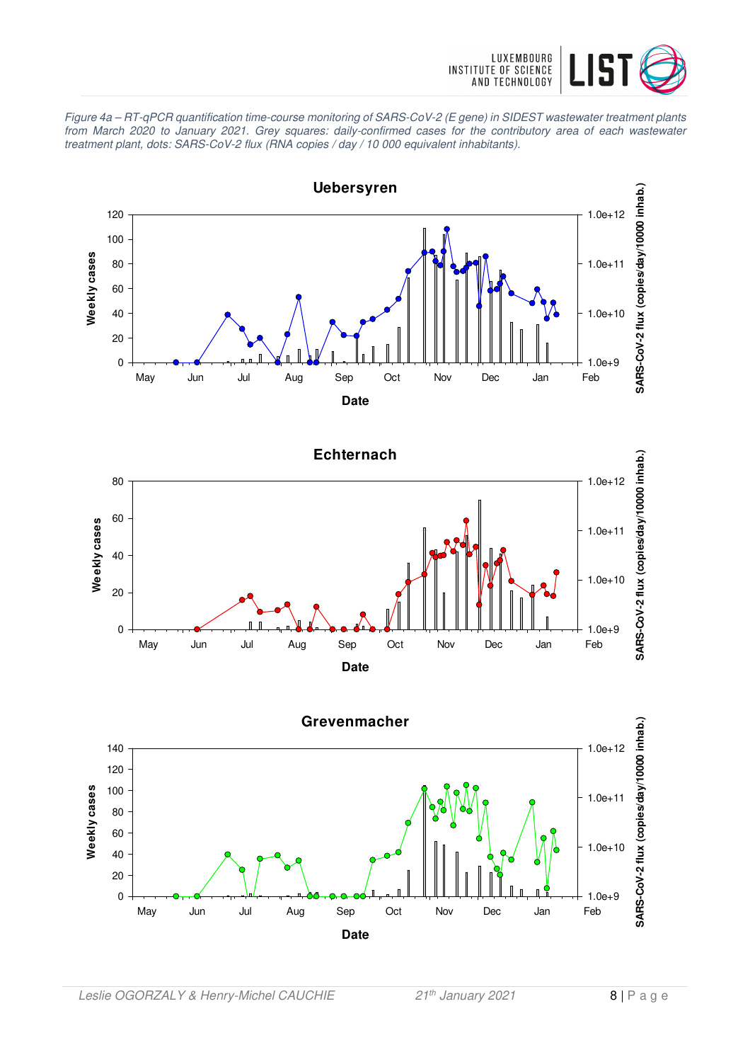*Figure 4a – RT-qPCR quantification time-course monitoring of SARS-CoV-2 (E gene) in SIDEST wastewater treatment plants from March 2020 to January 2021. Grey squares: daily-confirmed cases for the contributory area of each wastewater treatment plant, dots: SARS-CoV-2 flux (RNA copies / day / 10 000 equivalent inhabitants).*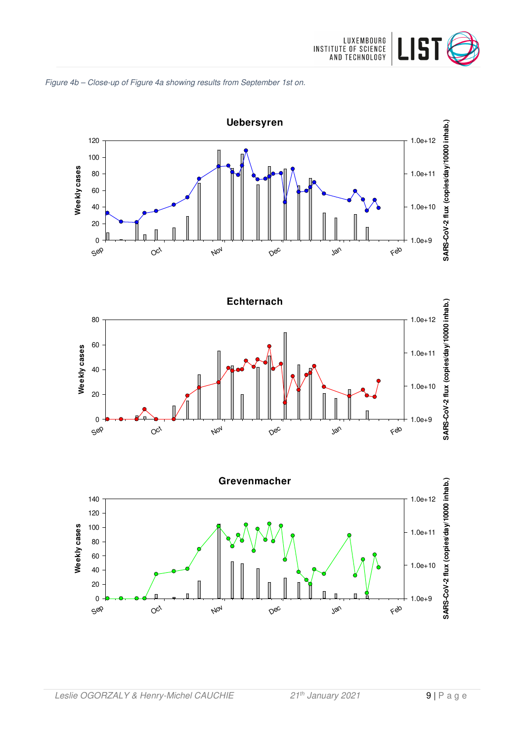*Figure 4b – Close-up of Figure 4a showing results from September 1st on.*

**Uebersyren**

**Echternach**

**Grevenmacher**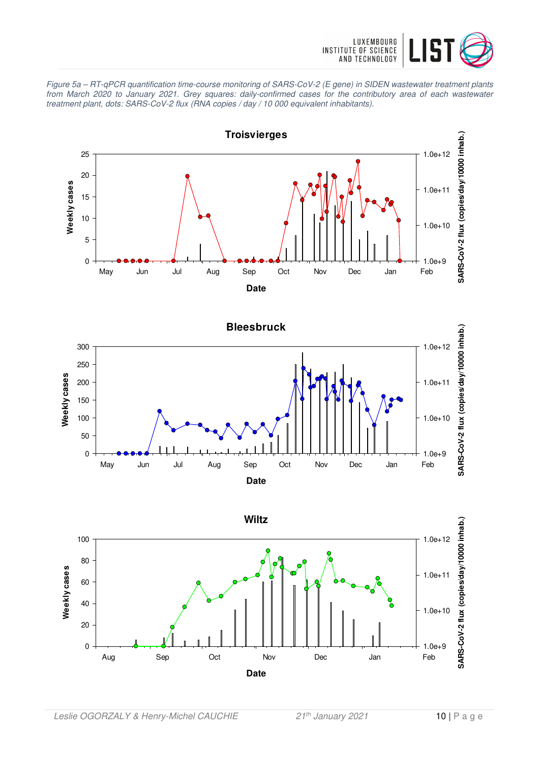*Figure 5a – RT-qPCR quantification time-course monitoring of SARS-CoV-2 (E gene) in SIDEN wastewater treatment plants from March 2020 to January 2021. Grey squares: daily-confirmed cases for the contributory area of each wastewater treatment plant, dots: SARS-CoV-2 flux (RNA copies / day / 10 000 equivalent inhabitants).*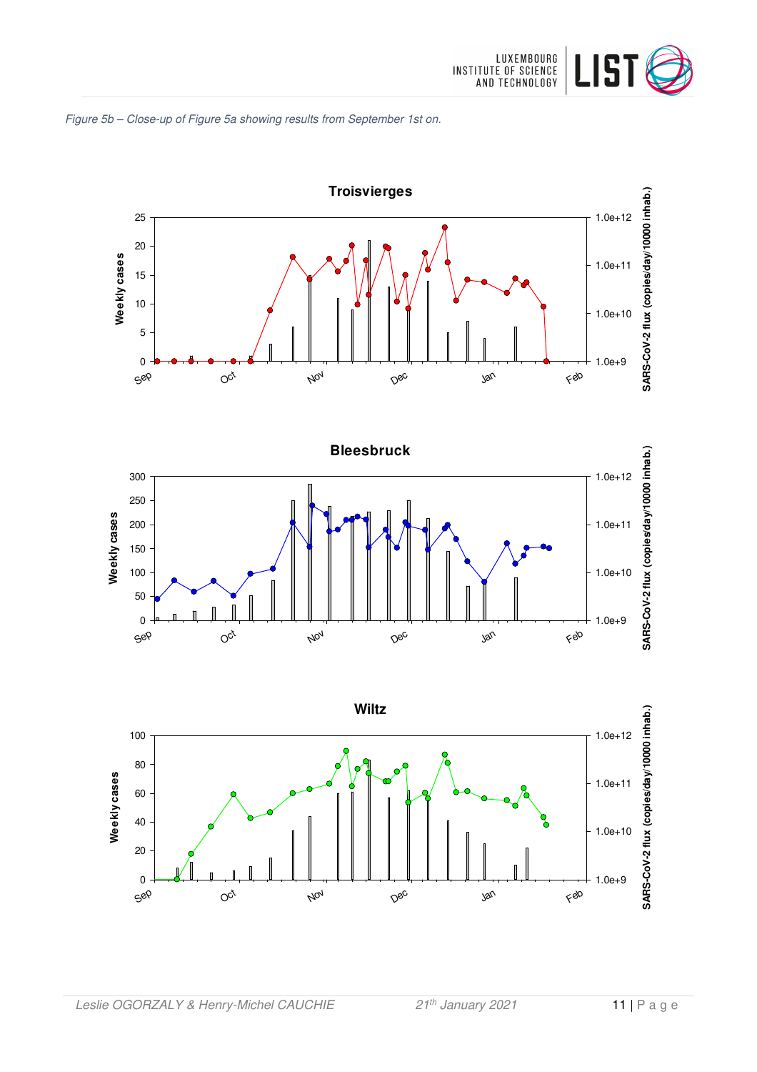*Figure 5b – Close-up of Figure 5a showing results from September 1st on.*

## Troisvierges

## Bleesbruck

## Wiltz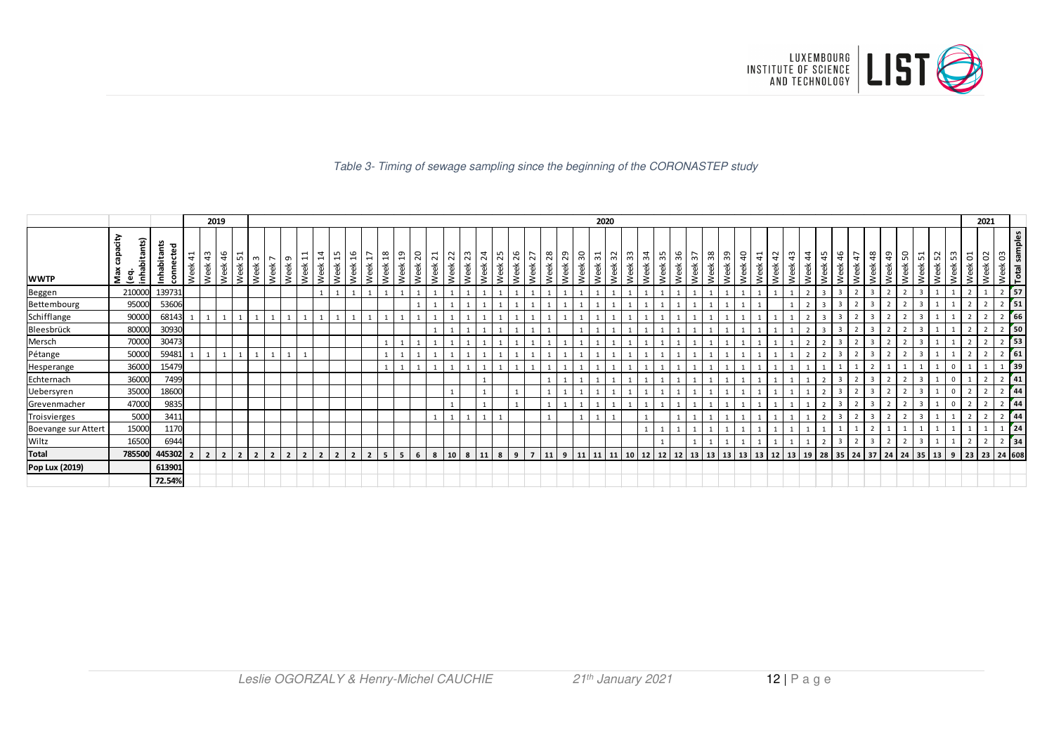*Table 3- Timing of sewage sampling since the beginning of the CORONASTEP study*

| WWTP | Max capacity (eq. inhabitants) | Inhabitants connected | 2019 | | | | 2020 | | | | | | | | | | | | | | | | | | | | | | | | | | | | | | | | | | | | | | | | | | | | | | | | 2021 | | | Total samples |
|---|---|---|---|---|---|---|---|---|---|---|---|---|---|---|---|---|---|---|---|---|---|---|---|---|---|---|---|---|---|---|---|---|---|---|---|---|---|---|---|---|---|---|---|---|---|---|---|---|---|---|---|---|---|---|
| | | | Week 41 | Week 43 | Week 46 | Week 51 | Week 3 | Week 7 | Week 9 | Week 11 | Week 14 | Week 15 | Week 16 | Week 17 | Week 18 | Week 19 | Week 20 | Week 21 | Week 22 | Week 23 | Week 24 | Week 25 | Week 26 | Week 27 | Week 28 | Week 29 | Week 30 | Week 31 | Week 32 | Week 33 | Week 34 | Week 35 | Week 36 | Week 37 | Week 38 | Week 39 | Week 40 | Week 41 | Week 42 | Week 43 | Week 44 | Week 45 | Week 46 | Week 47 | Week 48 | Week 49 | Week 50 | Week 51 | Week 52 | Week 53 | Week 01 | Week 02 | Week 03 | |
| Beggen | 210000 | 139731 | | | | | | | | | 1 | 1 | 1 | 1 | 1 | 1 | 1 | 1 | 1 | 1 | 1 | 1 | 1 | 1 | 1 | 1 | 1 | 1 | 1 | 1 | 1 | 1 | 1 | 1 | 1 | 1 | 1 | 1 | 1 | 1 | 2 | 3 | 3 | 2 | 3 | 2 | 2 | 3 | 1 | 1 | 2 | 1 | 2 | 57 |
| Bettembourg | 95000 | 53606 | | | | | | | | | | | | | | | 1 | 1 | 1 | 1 | 1 | 1 | 1 | 1 | 1 | 1 | 1 | 1 | 1 | 1 | 1 | 1 | 1 | 1 | 1 | 1 | 1 | 1 | | 1 | 2 | 3 | 3 | 2 | 3 | 2 | 2 | 3 | 1 | 1 | 2 | 2 | 2 | 51 |
| Schifflange | 90000 | 68143 | 1 | 1 | 1 | 1 | 1 | 1 | 1 | 1 | 1 | 1 | 1 | 1 | 1 | 1 | 1 | 1 | 1 | 1 | 1 | 1 | 1 | 1 | 1 | 1 | 1 | 1 | 1 | 1 | 1 | 1 | 1 | 1 | 1 | 1 | 1 | 1 | 1 | 1 | 2 | 3 | 3 | 2 | 3 | 2 | 2 | 3 | 1 | 1 | 2 | 2 | 2 | 66 |
| Bleesbrück | 80000 | 30930 | | | | | | | | | | | | | | | | 1 | 1 | 1 | 1 | 1 | 1 | 1 | 1 | | 1 | 1 | 1 | 1 | 1 | 1 | 1 | 1 | 1 | 1 | 1 | 1 | 1 | 1 | 2 | 3 | 3 | 2 | 3 | 2 | 2 | 3 | 1 | 1 | 2 | 2 | 2 | 50 |
| Mersch | 70000 | 30473 | | | | | | | | | | | | | 1 | 1 | 1 | 1 | 1 | 1 | 1 | 1 | 1 | 1 | 1 | 1 | 1 | 1 | 1 | 1 | 1 | 1 | 1 | 1 | 1 | 1 | 1 | 1 | 1 | 1 | 2 | 2 | 3 | 2 | 3 | 2 | 2 | 3 | 1 | 1 | 2 | 2 | 2 | 53 |
| Pétange | 50000 | 59481 | 1 | 1 | 1 | 1 | 1 | 1 | 1 | 1 | | | | | 1 | 1 | 1 | 1 | 1 | 1 | 1 | 1 | 1 | 1 | 1 | 1 | 1 | 1 | 1 | 1 | 1 | 1 | 1 | 1 | 1 | 1 | 1 | 1 | 1 | 1 | 2 | 2 | 3 | 2 | 3 | 2 | 2 | 3 | 1 | 1 | 2 | 2 | 2 | 61 |
| Hesperange | 36000 | 15479 | | | | | | | | | | | | | 1 | 1 | 1 | 1 | 1 | 1 | 1 | 1 | 1 | 1 | 1 | 1 | 1 | 1 | 1 | 1 | 1 | 1 | 1 | 1 | 1 | 1 | 1 | 1 | 1 | 1 | 1 | 1 | 1 | 1 | 2 | 1 | 1 | 1 | 1 | 0 | 1 | 1 | 1 | 39 |
| Echternach | 36000 | 7499 | | | | | | | | | | | | | | | | | | | 1 | | | | 1 | 1 | 1 | 1 | 1 | 1 | 1 | 1 | 1 | 1 | 1 | 1 | 1 | 1 | 1 | 1 | 1 | 2 | 3 | 2 | 3 | 2 | 2 | 3 | 1 | 0 | 1 | 2 | 2 | 41 |
| Uebersyren | 35000 | 18600 | | | | | | | | | | | | | | | | | 1 | | 1 | | 1 | | 1 | 1 | 1 | 1 | 1 | 1 | 1 | 1 | 1 | 1 | 1 | 1 | 1 | 1 | 1 | 1 | 1 | 2 | 3 | 2 | 3 | 2 | 2 | 3 | 1 | 0 | 2 | 2 | 2 | 44 |
| Grevenmacher | 47000 | 9835 | | | | | | | | | | | | | | | | | 1 | | 1 | | 1 | | 1 | 1 | 1 | 1 | 1 | 1 | 1 | 1 | 1 | 1 | 1 | 1 | 1 | 1 | 1 | 1 | 1 | 2 | 3 | 2 | 3 | 2 | 2 | 3 | 1 | 0 | 2 | 2 | 2 | 44 |
| Troisvierges | 5000 | 3411 | | | | | | | | | | | | | | | | 1 | 1 | 1 | 1 | 1 | | | 1 | | 1 | 1 | 1 | | 1 | | 1 | 1 | 1 | 1 | 1 | 1 | 1 | 1 | 1 | 2 | 3 | 2 | 3 | 2 | 2 | 3 | 1 | 1 | 2 | 2 | 2 | 44 |
| Boevange sur Attert | 15000 | 1170 | | | | | | | | | | | | | | | | | | | | | | | | | | | | | 1 | 1 | 1 | 1 | 1 | 1 | 1 | 1 | 1 | 1 | 1 | 1 | 1 | 1 | 2 | 1 | 1 | 1 | 1 | 1 | 1 | 1 | 1 | 24 |
| Wiltz | 16500 | 6944 | | | | | | | | | | | | | | | | | | | | | | | | | | | | | | 1 | | 1 | 1 | 1 | 1 | 1 | 1 | 1 | 1 | 2 | 3 | 2 | 3 | 2 | 2 | 3 | 1 | 1 | 2 | 2 | 2 | 34 |
| **Total** | **785500** | **445302** | **2** | **2** | **2** | **2** | **2** | **2** | **2** | **2** | **2** | **2** | **2** | **2** | **5** | **5** | **6** | **8** | **10** | **8** | **11** | **8** | **9** | **7** | **11** | **9** | **11** | **11** | **11** | **10** | **12** | **12** | **12** | **13** | **13** | **13** | **13** | **13** | **12** | **13** | **19** | **28** | **35** | **24** | **37** | **24** | **24** | **35** | **13** | **9** | **23** | **23** | **24** | **608** |
| **Pop Lux (2019)** | | **613901** | | | | | | | | | | | | | | | | | | | | | | | | | | | | | | | | | | | | | | | | | | | | | | | | | | | | |
| | | **72.54%** | | | | | | | | | | | | | | | | | | | | | | | | | | | | | | | | | | | | | | | | | | | | | | | | | | | | |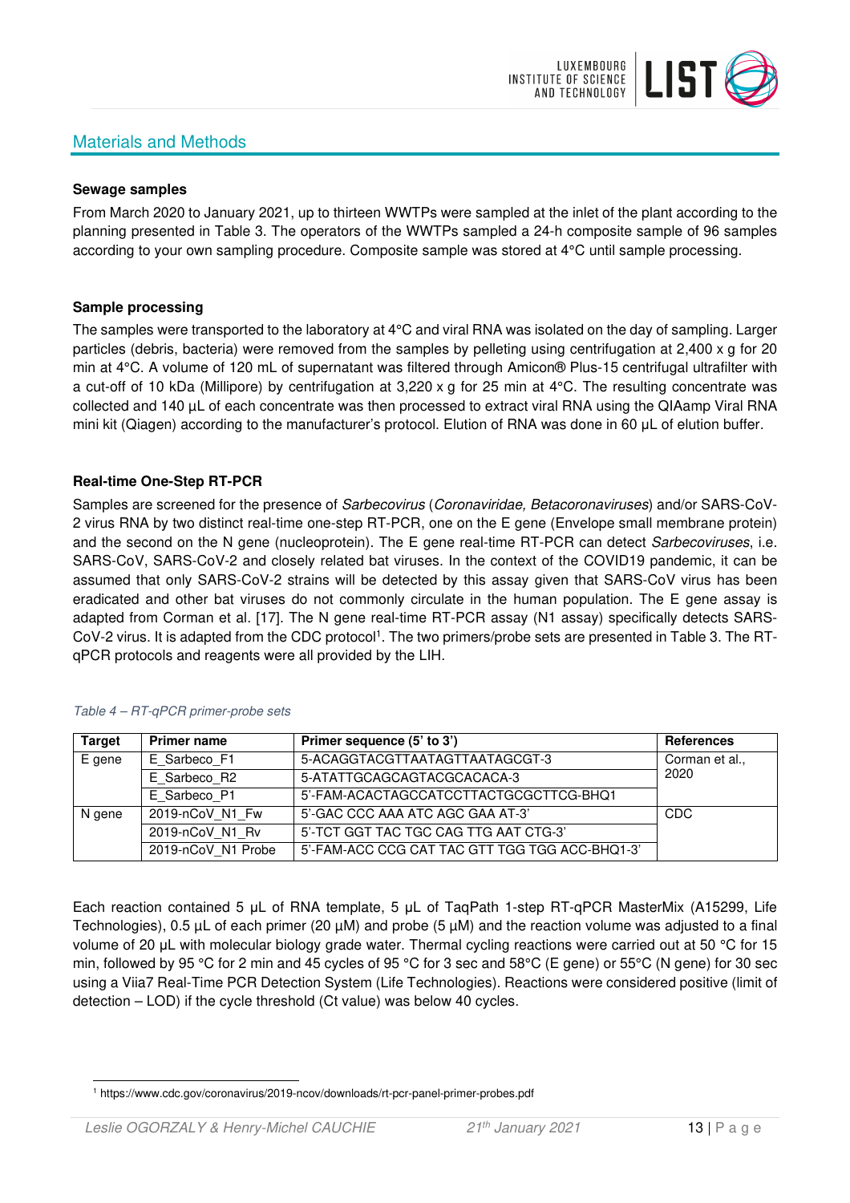## Materials and Methods

**Sewage samples**

From March 2020 to January 2021, up to thirteen WWTPs were sampled at the inlet of the plant according to the planning presented in Table 3. The operators of the WWTPs sampled a 24-h composite sample of 96 samples according to your own sampling procedure. Composite sample was stored at 4°C until sample processing.

**Sample processing**

The samples were transported to the laboratory at 4°C and viral RNA was isolated on the day of sampling. Larger particles (debris, bacteria) were removed from the samples by pelleting using centrifugation at 2,400 x g for 20 min at 4°C. A volume of 120 mL of supernatant was filtered through Amicon® Plus-15 centrifugal ultrafilter with a cut-off of 10 kDa (Millipore) by centrifugation at 3,220 x g for 25 min at 4°C. The resulting concentrate was collected and 140 µL of each concentrate was then processed to extract viral RNA using the QIAamp Viral RNA mini kit (Qiagen) according to the manufacturer's protocol. Elution of RNA was done in 60 µL of elution buffer.

**Real-time One-Step RT-PCR**

Samples are screened for the presence of *Sarbecovirus* (*Coronaviridae, Betacoronaviruses*) and/or SARS-CoV-2 virus RNA by two distinct real-time one-step RT-PCR, one on the E gene (Envelope small membrane protein) and the second on the N gene (nucleoprotein). The E gene real-time RT-PCR can detect *Sarbecoviruses*, i.e. SARS-CoV, SARS-CoV-2 and closely related bat viruses. In the context of the COVID19 pandemic, it can be assumed that only SARS-CoV-2 strains will be detected by this assay given that SARS-CoV virus has been eradicated and other bat viruses do not commonly circulate in the human population. The E gene assay is adapted from Corman et al. [17]. The N gene real-time RT-PCR assay (N1 assay) specifically detects SARS-CoV-2 virus. It is adapted from the CDC protocol[1]. The two primers/probe sets are presented in Table 3. The RT-qPCR protocols and reagents were all provided by the LIH.

*Table 4 – RT-qPCR primer-probe sets*

| Target | Primer name | Primer sequence (5' to 3') | References |
|---|---|---|---|
| E gene | E_Sarbeco_F1 | 5-ACAGGTACGTTAATAGTTAATAGCGT-3 | Corman et al., 2020 |
| | E_Sarbeco_R2 | 5-ATATTGCAGCAGTACGCACACA-3 | |
| | E_Sarbeco_P1 | 5'-FAM-ACACTAGCCATCCTTACTGCGCTTCG-BHQ1 | |
| N gene | 2019-nCoV_N1_Fw | 5'-GAC CCC AAA ATC AGC GAA AT-3' | CDC |
| | 2019-nCoV_N1_Rv | 5'-TCT GGT TAC TGC CAG TTG AAT CTG-3' | |
| | 2019-nCoV_N1 Probe | 5'-FAM-ACC CCG CAT TAC GTT TGG TGG ACC-BHQ1-3' | |

Each reaction contained 5 µL of RNA template, 5 µL of TaqPath 1-step RT-qPCR MasterMix (A15299, Life Technologies), 0.5 µL of each primer (20 µM) and probe (5 µM) and the reaction volume was adjusted to a final volume of 20 µL with molecular biology grade water. Thermal cycling reactions were carried out at 50 °C for 15 min, followed by 95 °C for 2 min and 45 cycles of 95 °C for 3 sec and 58°C (E gene) or 55°C (N gene) for 30 sec using a Viia7 Real-Time PCR Detection System (Life Technologies). Reactions were considered positive (limit of detection – LOD) if the cycle threshold (Ct value) was below 40 cycles.

[1] https://www.cdc.gov/coronavirus/2019-ncov/downloads/rt-pcr-panel-primer-probes.pdf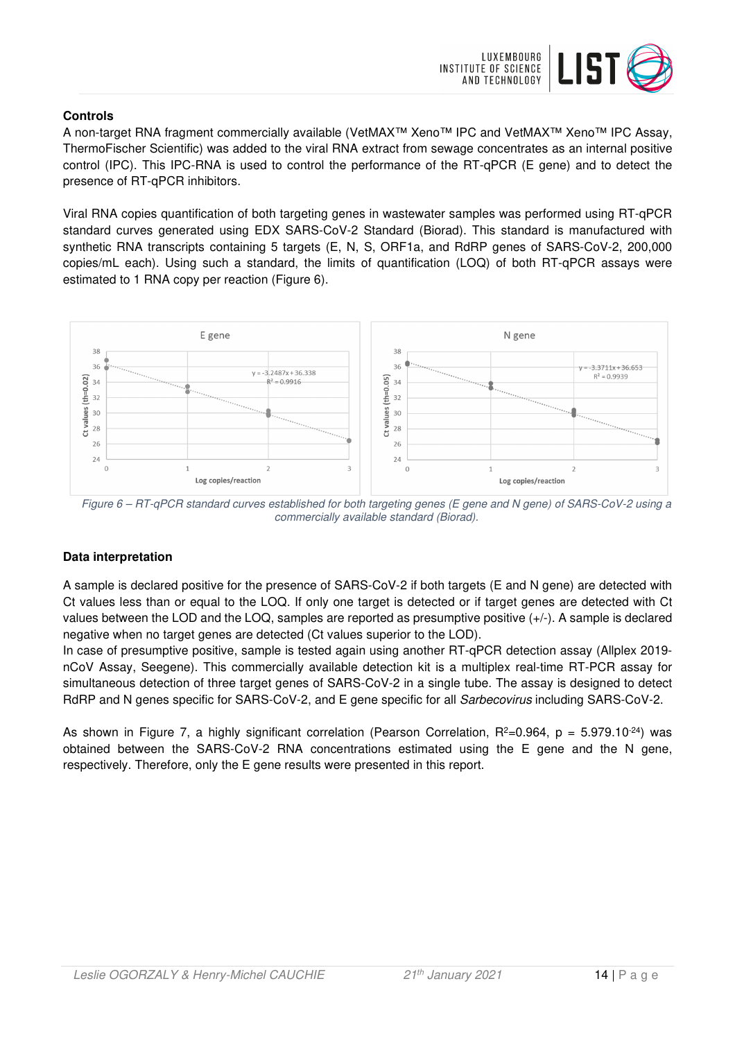## Controls

A non-target RNA fragment commercially available (VetMAX™ Xeno™ IPC and VetMAX™ Xeno™ IPC Assay, ThermoFischer Scientific) was added to the viral RNA extract from sewage concentrates as an internal positive control (IPC). This IPC-RNA is used to control the performance of the RT-qPCR (E gene) and to detect the presence of RT-qPCR inhibitors.

Viral RNA copies quantification of both targeting genes in wastewater samples was performed using RT-qPCR standard curves generated using EDX SARS-CoV-2 Standard (Biorad). This standard is manufactured with synthetic RNA transcripts containing 5 targets (E, N, S, ORF1a, and RdRP genes of SARS-CoV-2, 200,000 copies/mL each). Using such a standard, the limits of quantification (LOQ) of both RT-qPCR assays were estimated to 1 RNA copy per reaction (Figure 6).

*Figure 6 – RT-qPCR standard curves established for both targeting genes (E gene and N gene) of SARS-CoV-2 using a commercially available standard (Biorad).*

## Data interpretation

A sample is declared positive for the presence of SARS-CoV-2 if both targets (E and N gene) are detected with Ct values less than or equal to the LOQ. If only one target is detected or if target genes are detected with Ct values between the LOD and the LOQ, samples are reported as presumptive positive (+/-). A sample is declared negative when no target genes are detected (Ct values superior to the LOD).

In case of presumptive positive, sample is tested again using another RT-qPCR detection assay (Allplex 2019-nCoV Assay, Seegene). This commercially available detection kit is a multiplex real-time RT-PCR assay for simultaneous detection of three target genes of SARS-CoV-2 in a single tube. The assay is designed to detect RdRP and N genes specific for SARS-CoV-2, and E gene specific for all *Sarbecovirus* including SARS-CoV-2.

As shown in Figure 7, a highly significant correlation (Pearson Correlation, $R^2$=0.964, $p = 5.979.10^{-24}$) was obtained between the SARS-CoV-2 RNA concentrations estimated using the E gene and the N gene, respectively. Therefore, only the E gene results were presented in this report.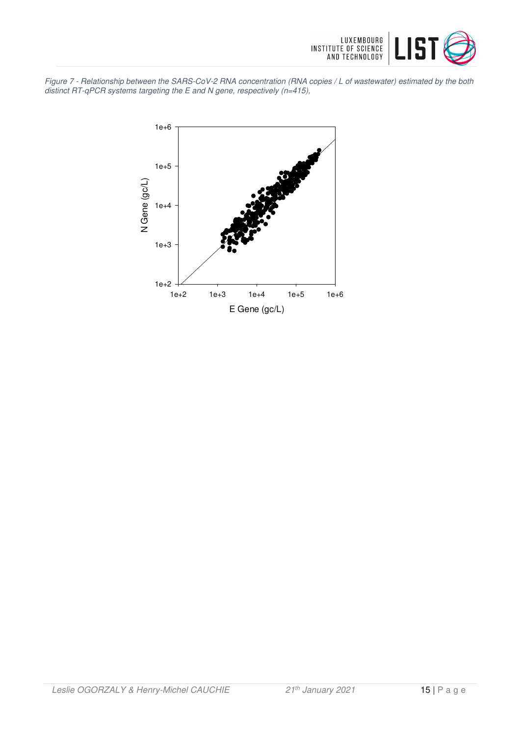*Figure 7 - Relationship between the SARS-CoV-2 RNA concentration (RNA copies / L of wastewater) estimated by the both distinct RT-qPCR systems targeting the E and N gene, respectively (n=415),*

N Gene (gc/L)

1e+6
1e+5
1e+4
1e+3
1e+2

1e+2
1e+3
1e+4
1e+5
1e+6

E Gene (gc/L)